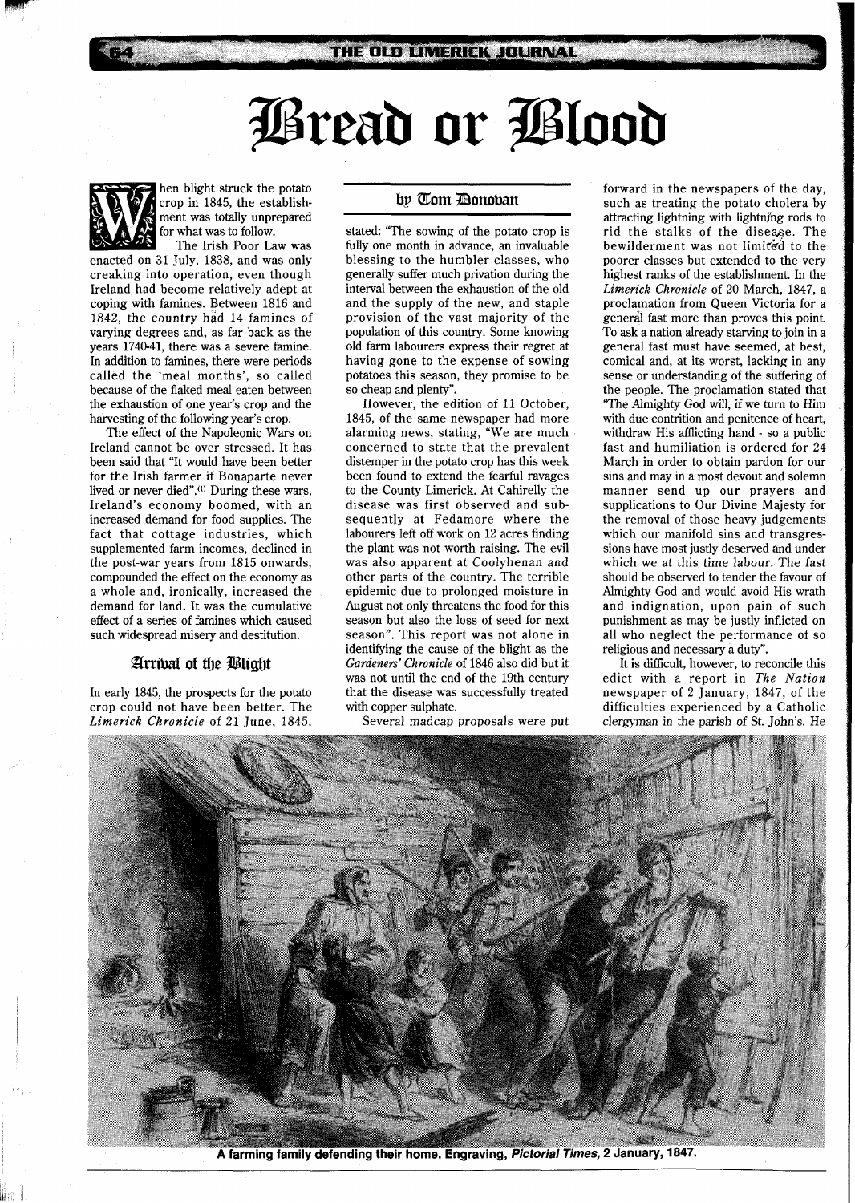# Bread or Blood

## by Tom Donovan

When blight struck the potato crop in 1845, the establishment was totally unprepared for what was to follow.

The Irish Poor Law was enacted on 31 July, 1838, and was only creaking into operation, even though Ireland had become relatively adept at coping with famines. Between 1816 and 1842, the country had 14 famines of varying degrees and, as far back as the years 1740-41, there was a severe famine. In addition to famines, there were periods called the 'meal months', so called because of the flaked meal eaten between the exhaustion of one year's crop and the harvesting of the following year's crop.

The effect of the Napoleonic Wars on Ireland cannot be over stressed. It has been said that "It would have been better for the Irish farmer if Bonaparte never lived or never died".[1] During these wars, Ireland's economy boomed, with an increased demand for food supplies. The fact that cottage industries, which supplemented farm incomes, declined in the post-war years from 1815 onwards, compounded the effect on the economy as a whole and, ironically, increased the demand for land. It was the cumulative effect of a series of famines which caused such widespread misery and destitution.

### Arrival of the Blight

In early 1845, the prospects for the potato crop could not have been better. The *Limerick Chronicle* of 21 June, 1845, stated: "The sowing of the potato crop is fully one month in advance, an invaluable blessing to the humbler classes, who generally suffer much privation during the interval between the exhaustion of the old and the supply of the new, and staple provision of the vast majority of the population of this country. Some knowing old farm labourers express their regret at having gone to the expense of sowing potatoes this season, they promise to be so cheap and plenty".

However, the edition of 11 October, 1845, of the same newspaper had more alarming news, stating, "We are much concerned to state that the prevalent distemper in the potato crop has this week been found to extend the fearful ravages to the County Limerick. At Cahirelly the disease was first observed and subsequently at Fedamore where the labourers left off work on 12 acres finding the plant was not worth raising. The evil was also apparent at Coolyhenan and other parts of the country. The terrible epidemic due to prolonged moisture in August not only threatens the food for this season but also the loss of seed for next season". This report was not alone in identifying the cause of the blight as the *Gardeners' Chronicle* of 1846 also did but it was not until the end of the 19th century that the disease was successfully treated with copper sulphate.

Several madcap proposals were put forward in the newspapers of the day, such as treating the potato cholera by attracting lightning with lightning rods to rid the stalks of the disease. The bewilderment was not limited to the poorer classes but extended to the very highest ranks of the establishment. In the *Limerick Chronicle* of 20 March, 1847, a proclamation from Queen Victoria for a general fast more than proves this point. To ask a nation already starving to join in a general fast must have seemed, at best, comical and, at its worst, lacking in any sense or understanding of the suffering of the people. The proclamation stated that "The Almighty God will, if we turn to Him with due contrition and penitence of heart, withdraw His afflicting hand - so a public fast and humiliation is ordered for 24 March in order to obtain pardon for our sins and may in a most devout and solemn manner send up our prayers and supplications to Our Divine Majesty for the removal of those heavy judgements which our manifold sins and transgressions have most justly deserved and under which we at this time labour. The fast should be observed to tender the favour of Almighty God and would avoid His wrath and indignation, upon pain of such punishment as may be justly inflicted on all who neglect the performance of so religious and necessary a duty".

It is difficult, however, to reconcile this edict with a report in *The Nation* newspaper of 2 January, 1847, of the difficulties experienced by a Catholic clergyman in the parish of St. John's. He

A farming family defending their home. Engraving, *Pictorial Times*, 2 January, 1847.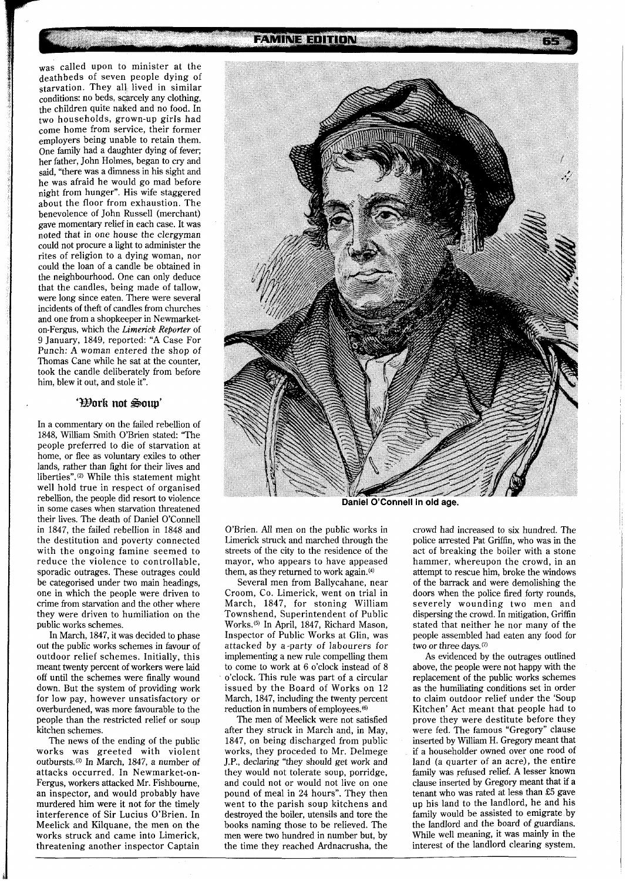was called upon to minister at the deathbeds of seven people dying of starvation. They all lived in similar conditions: no beds, scarcely any clothing, the children quite naked and no food. In two households, grown-up girls had come home from service, their former employers being unable to retain them. One family had a daughter dying of fever; her father, John Holmes, began to cry and said, "there was a dimness in his sight and he was afraid he would go mad before night from hunger". His wife staggered about the floor from exhaustion. The benevolence of John Russell (merchant) gave momentary relief in each case. It was noted that in one house the clergyman could not procure a light to administer the rites of religion to a dying woman, nor could the loan of a candle be obtained in the neighbourhood. One can only deduce that the candles, being made of tallow, were long since eaten. There were several incidents of theft of candles from churches and one from a shopkeeper in Newmarket-on-Fergus, which the *Limerick Reporter* of 9 January, 1849, reported: "A Case For Punch: A woman entered the shop of Thomas Cane while he sat at the counter, took the candle deliberately from before him, blew it out, and stole it".

## 'Work not Soup'

In a commentary on the failed rebellion of 1848, William Smith O'Brien stated: "The people preferred to die of starvation at home, or flee as voluntary exiles to other lands, rather than fight for their lives and liberties".[2] While this statement might well hold true in respect of organised rebellion, the people did resort to violence in some cases when starvation threatened their lives. The death of Daniel O'Connell in 1847, the failed rebellion in 1848 and the destitution and poverty connected with the ongoing famine seemed to reduce the violence to controllable, sporadic outrages. These outrages could be categorised under two main headings, one in which the people were driven to crime from starvation and the other where they were driven to humiliation on the public works schemes.

In March, 1847, it was decided to phase out the public works schemes in favour of outdoor relief schemes. Initially, this meant twenty percent of workers were laid off until the schemes were finally wound down. But the system of providing work for low pay, however unsatisfactory or overburdened, was more favourable to the people than the restricted relief or soup kitchen schemes.

The news of the ending of the public works was greeted with violent outbursts.[3] In March, 1847, a number of attacks occurred. In Newmarket-on-Fergus, workers attacked Mr. Fishbourne, an inspector, and would probably have murdered him were it not for the timely interference of Sir Lucius O'Brien. In Meelick and Kilquane, the men on the works struck and came into Limerick, threatening another inspector Captain O'Brien. All men on the public works in Limerick struck and marched through the streets of the city to the residence of the mayor, who appears to have appeased them, as they returned to work again.[4]

Daniel O'Connell in old age.

Several men from Ballycahane, near Croom, Co. Limerick, went on trial in March, 1847, for stoning William Townshend, Superintendent of Public Works.[5] In April, 1847, Richard Mason, Inspector of Public Works at Glin, was attacked by a party of labourers for implementing a new rule compelling them to come to work at 6 o'clock instead of 8 o'clock. This rule was part of a circular issued by the Board of Works on 12 March, 1847, including the twenty percent reduction in numbers of employees.[6]

The men of Meelick were not satisfied after they struck in March and, in May, 1847, on being discharged from public works, they proceeded to Mr. Delmege J.P., declaring "they should get work and they would not tolerate soup, porridge, and could not or would not live on one pound of meal in 24 hours". They then went to the parish soup kitchens and destroyed the boiler, utensils and tore the books naming those to be relieved. The men were two hundred in number but, by the time they reached Ardnacrusha, the crowd had increased to six hundred. The police arrested Pat Griffin, who was in the act of breaking the boiler with a stone hammer, whereupon the crowd, in an attempt to rescue him, broke the windows of the barrack and were demolishing the doors when the police fired forty rounds, severely wounding two men and dispersing the crowd. In mitigation, Griffin stated that neither he nor many of the people assembled had eaten any food for two or three days.[7]

As evidenced by the outrages outlined above, the people were not happy with the replacement of the public works schemes as the humiliating conditions set in order to claim outdoor relief under the 'Soup Kitchen' Act meant that people had to prove they were destitute before they were fed. The famous "Gregory" clause inserted by William H. Gregory meant that if a householder owned over one rood of land (a quarter of an acre), the entire family was refused relief. A lesser known clause inserted by Gregory meant that if a tenant who was rated at less than £5 gave up his land to the landlord, he and his family would be assisted to emigrate by the landlord and the board of guardians. While well meaning, it was mainly in the interest of the landlord clearing system.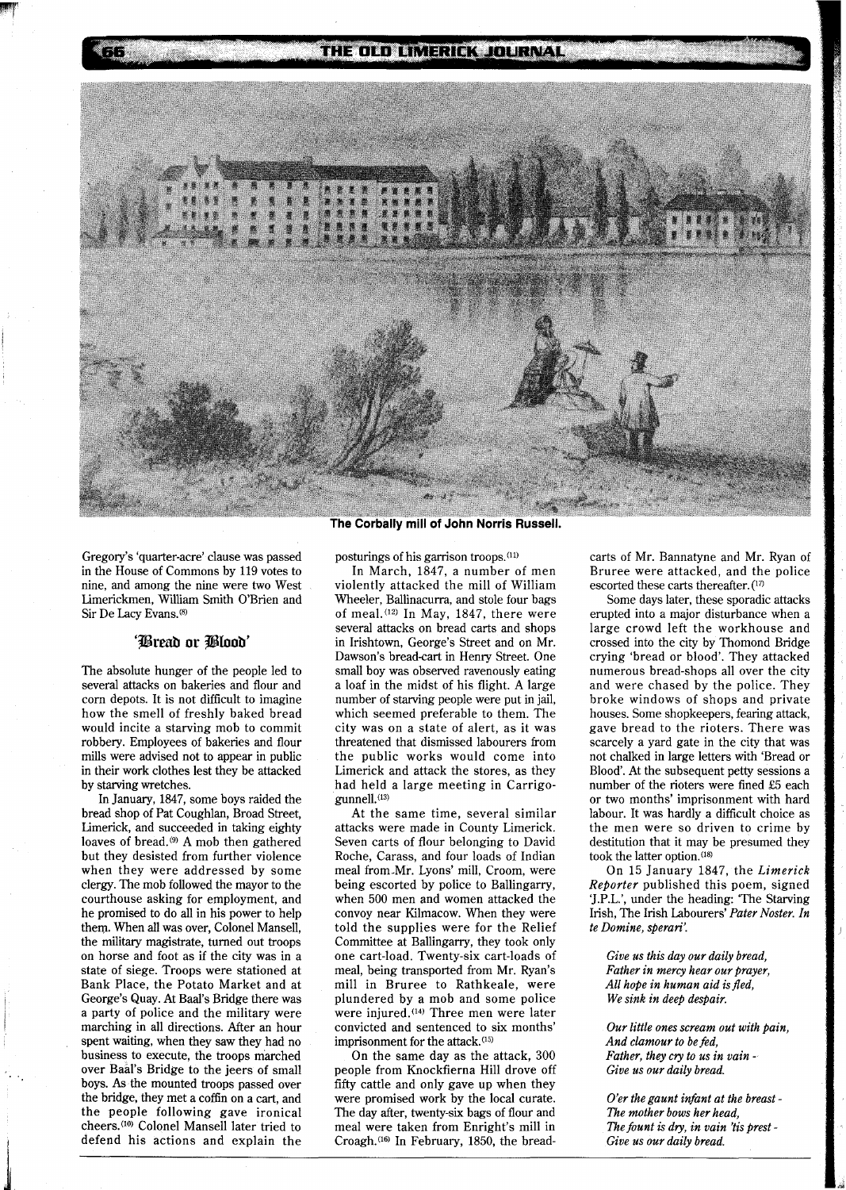The Corbally mill of John Norris Russell.

Gregory's 'quarter-acre' clause was passed in the House of Commons by 119 votes to nine, and among the nine were two West Limerickmen, William Smith O'Brien and Sir De Lacy Evans.[8]

## 'Bread or Blood'

The absolute hunger of the people led to several attacks on bakeries and flour and corn depots. It is not difficult to imagine how the smell of freshly baked bread would incite a starving mob to commit robbery. Employees of bakeries and flour mills were advised not to appear in public in their work clothes lest they be attacked by starving wretches.

In January, 1847, some boys raided the bread shop of Pat Coughlan, Broad Street, Limerick, and succeeded in taking eighty loaves of bread.[9] A mob then gathered but they desisted from further violence when they were addressed by some clergy. The mob followed the mayor to the courthouse asking for employment, and he promised to do all in his power to help them. When all was over, Colonel Mansell, the military magistrate, turned out troops on horse and foot as if the city was in a state of siege. Troops were stationed at Bank Place, the Potato Market and at George's Quay. At Baal's Bridge there was a party of police and the military were marching in all directions. After an hour spent waiting, when they saw they had no business to execute, the troops marched over Baal's Bridge to the jeers of small boys. As the mounted troops passed over the bridge, they met a coffin on a cart, and the people following gave ironical cheers.[10] Colonel Mansell later tried to defend his actions and explain the posturings of his garrison troops.[11]

In March, 1847, a number of men violently attacked the mill of William Wheeler, Ballinacurra, and stole four bags of meal.[12] In May, 1847, there were several attacks on bread carts and shops in Irishtown, George's Street and on Mr. Dawson's bread-cart in Henry Street. One small boy was observed ravenously eating a loaf in the midst of his flight. A large number of starving people were put in jail, which seemed preferable to them. The city was on a state of alert, as it was threatened that dismissed labourers from the public works would come into Limerick and attack the stores, as they had held a large meeting in Carrigogunnell.[13]

At the same time, several similar attacks were made in County Limerick. Seven carts of flour belonging to David Roche, Carass, and four loads of Indian meal from Mr. Lyons' mill, Croom, were being escorted by police to Ballingarry, when 500 men and women attacked the convoy near Kilmacow. When they were told the supplies were for the Relief Committee at Ballingarry, they took only one cart-load. Twenty-six cart-loads of meal, being transported from Mr. Ryan's mill in Bruree to Rathkeale, were plundered by a mob and some police were injured.[14] Three men were later convicted and sentenced to six months' imprisonment for the attack.[15]

On the same day as the attack, 300 people from Knockfierna Hill drove off fifty cattle and only gave up when they were promised work by the local curate. The day after, twenty-six bags of flour and meal were taken from Enright's mill in Croagh.[16] In February, 1850, the bread-carts of Mr. Bannatyne and Mr. Ryan of Bruree were attacked, and the police escorted these carts thereafter.[17]

Some days later, these sporadic attacks erupted into a major disturbance when a large crowd left the workhouse and crossed into the city by Thomond Bridge crying 'bread or blood'. They attacked numerous bread-shops all over the city and were chased by the police. They broke windows of shops and private houses. Some shopkeepers, fearing attack, gave bread to the rioters. There was scarcely a yard gate in the city that was not chalked in large letters with 'Bread or Blood'. At the subsequent petty sessions a number of the rioters were fined £5 each or two months' imprisonment with hard labour. It was hardly a difficult choice as the men were so driven to crime by destitution that it may be presumed they took the latter option.[18]

On 15 January 1847, the *Limerick Reporter* published this poem, signed 'J.P.L.', under the heading: 'The Starving Irish, The Irish Labourers' *Pater Noster. In te Domine, sperari*'.

*Give us this day our daily bread,*
*Father in mercy hear our prayer,*
*All hope in human aid is fled,*
*We sink in deep despair.*

*Our little ones scream out with pain,*
*And clamour to be fed,*
*Father, they cry to us in vain -*
*Give us our daily bread.*

*O'er the gaunt infant at the breast -*
*The mother bows her head,*
*The fount is dry, in vain 'tis prest -*
*Give us our daily bread.*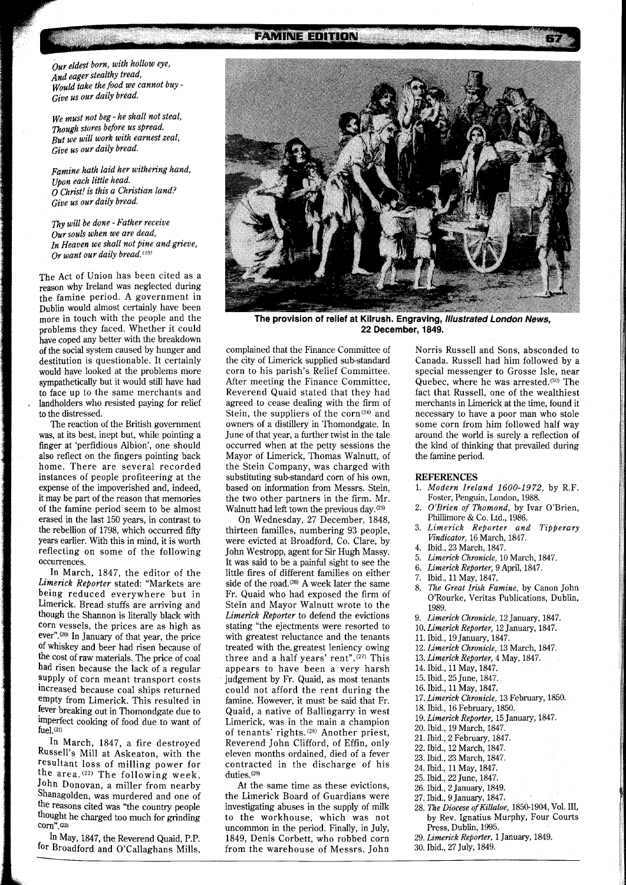*Our eldest born, with hollow eye,*
*And eager stealthy tread,*
*Would take the food we cannot buy -*
*Give us our daily bread.*

*We must not beg - he shall not steal,*
*Though stores before us spread.*
*But we will work with earnest zeal,*
*Give us our daily bread.*

*Famine hath laid her withering hand,*
*Upon each little head.*
*O Christ! is this a Christian land?*
*Give us our daily bread.*

*Thy will be done - Father receive*
*Our souls when we are dead,*
*In Heaven we shall not pine and grieve,*
*Or want our daily bread.*[19]

The Act of Union has been cited as a reason why Ireland was neglected during the famine period. A government in Dublin would almost certainly have been more in touch with the people and the problems they faced. Whether it could have coped any better with the breakdown of the social system caused by hunger and destitution is questionable. It certainly would have looked at the problems more sympathetically but it would still have had to face up to the same merchants and landholders who resisted paying for relief to the distressed.

The reaction of the British government was, at its best, inept but, while pointing a finger at 'perfidious Albion', one should also reflect on the fingers pointing back home. There are several recorded instances of people profiteering at the expense of the impoverished and, indeed, it may be part of the reason that memories of the famine period seem to be almost erased in the last 150 years, in contrast to the rebellion of 1798, which occurred fifty years earlier. With this in mind, it is worth reflecting on some of the following occurrences.

In March, 1847, the editor of the *Limerick Reporter* stated: "Markets are being reduced everywhere but in Limerick. Bread stuffs are arriving and though the Shannon is literally black with corn vessels, the prices are as high as ever".[20] In January of that year, the price of whiskey and beer had risen because of the cost of raw materials. The price of coal had risen because the lack of a regular supply of corn meant transport costs increased because coal ships returned empty from Limerick. This resulted in fever breaking out in Thomondgate due to imperfect cooking of food due to want of fuel.[21]

In March, 1847, a fire destroyed Russell's Mill at Askeaton, with the resultant loss of milling power for the area.[22] The following week, John Donovan, a miller from nearby Shanagolden, was murdered and one of the reasons cited was "the country people thought he charged too much for grinding corn".[23]

In May, 1847, the Reverend Quaid, P.P. for Broadford and O'Callaghans Mills, complained that the Finance Committee of the city of Limerick supplied sub-standard corn to his parish's Relief Committee. After meeting the Finance Committee, Reverend Quaid stated that they had agreed to cease dealing with the firm of Stein, the suppliers of the corn[24] and owners of a distillery in Thomondgate. In June of that year, a further twist in the tale occurred when at the petty sessions the Mayor of Limerick, Thomas Walnutt, of the Stein Company, was charged with substituting sub-standard corn of his own, based on information from Messrs. Stein, the two other partners in the firm. Mr. Walnutt had left town the previous day.[25]

On Wednesday, 27 December, 1848, thirteen families, numbering 93 people, were evicted at Broadford, Co. Clare, by John Westropp, agent for Sir Hugh Massy. It was said to be a painful sight to see the little fires of different families on either side of the road.[26] A week later the same Fr. Quaid who had exposed the firm of Stein and Mayor Walnutt wrote to the *Limerick Reporter* to defend the evictions stating "the ejectments were resorted to with greatest reluctance and the tenants treated with the greatest leniency owing three and a half years' rent".[27] This appears to have been a very harsh judgement by Fr. Quaid, as most tenants could not afford the rent during the famine. However, it must be said that Fr. Quaid, a native of Ballingarry in west Limerick, was in the main a champion of tenants' rights.[28] Another priest, Reverend John Clifford, of Effin, only eleven months ordained, died of a fever contracted in the discharge of his duties.[29]

At the same time as these evictions, the Limerick Board of Guardians were investigating abuses in the supply of milk to the workhouse, which was not uncommon in the period. Finally, in July, 1849, Denis Corbett, who robbed corn from the warehouse of Messrs. John Norris Russell and Sons, absconded to Canada. Russell had him followed by a special messenger to Grosse Isle, near Quebec, where he was arrested.[30] The fact that Russell, one of the wealthiest merchants in Limerick at the time, found it necessary to have a poor man who stole some corn from him followed half way around the world is surely a reflection of the kind of thinking that prevailed during the famine period.

**The provision of relief at Kilrush. Engraving, *Illustrated London News*, 22 December, 1849.**

## REFERENCES

1. *Modern Ireland 1600-1972*, by R.F. Foster, Penguin, London, 1988.
2. *O'Brien of Thomond*, by Ivar O'Brien, Phillimore & Co. Ltd., 1986.
3. *Limerick Reporter and Tipperary Vindicator*, 16 March, 1847.
4. Ibid., 23 March, 1847.
5. *Limerick Chronicle*, 10 March, 1847.
6. *Limerick Reporter*, 9 April, 1847.
7. Ibid., 11 May, 1847.
8. *The Great Irish Famine*, by Canon John O'Rourke, Veritas Publications, Dublin, 1989.
9. *Limerick Chronicle*, 12 January, 1847.
10. *Limerick Reporter*, 12 January, 1847.
11. Ibid., 19 January, 1847.
12. *Limerick Chronicle*, 13 March, 1847.
13. *Limerick Reporter*, 4 May, 1847.
14. Ibid., 11 May, 1847.
15. Ibid., 25 June, 1847.
16. Ibid., 11 May, 1847.
17. *Limerick Chronicle*, 13 February, 1850.
18. Ibid., 16 February, 1850.
19. *Limerick Reporter*, 15 January, 1847.
20. Ibid., 19 March, 1847.
21. Ibid., 2 February, 1847.
22. Ibid., 12 March, 1847.
23. Ibid., 23 March, 1847.
24. Ibid., 11 May, 1847.
25. Ibid., 22 June, 1847.
26. Ibid., 2 January, 1849.
27. Ibid., 9 January, 1847.
28. *The Diocese of Killaloe*, 1850-1904, Vol. III, by Rev. Ignatius Murphy, Four Courts Press, Dublin, 1995.
29. *Limerick Reporter*, 1 January, 1849.
30. Ibid., 27 July, 1849.